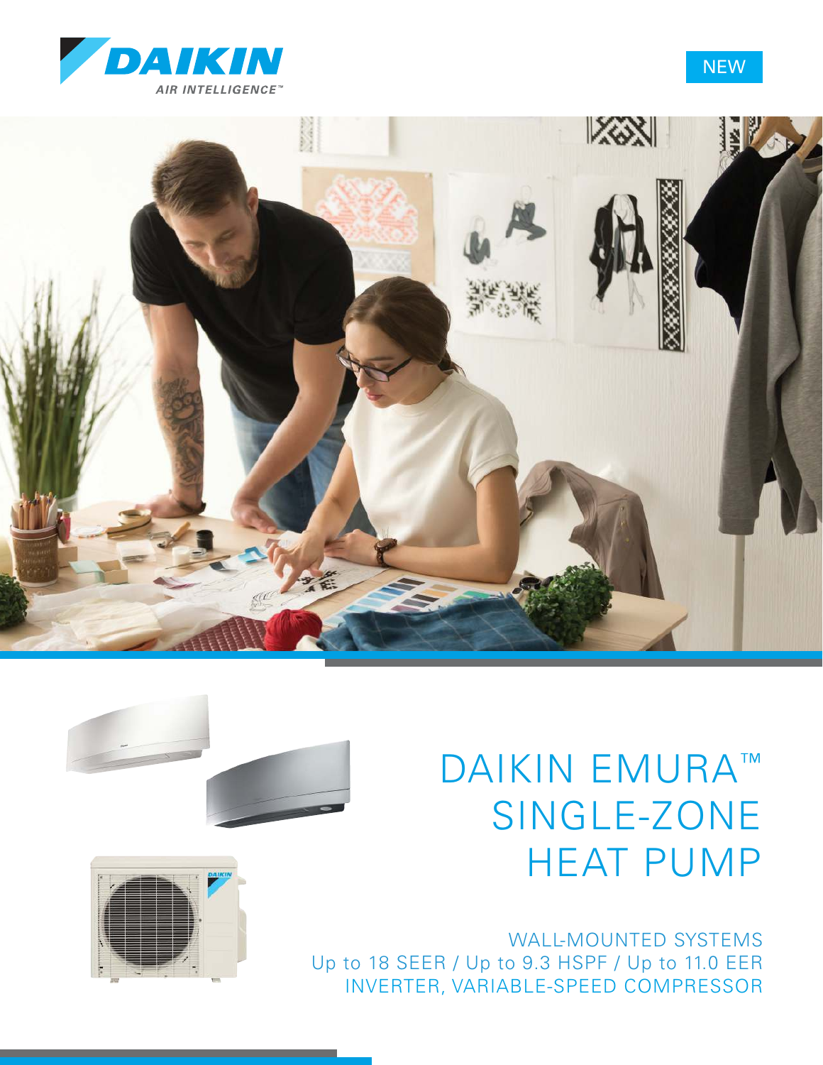DAIKIN

AIR INTELLIGENCE™

NEW

# DAIKIN EMURA™ SINGLE-ZONE HEAT PUMP

WALL-MOUNTED SYSTEMS

Up to 18 SEER / Up to 9.3 HSPF / Up to 11.0 EER

INVERTER, VARIABLE-SPEED COMPRESSOR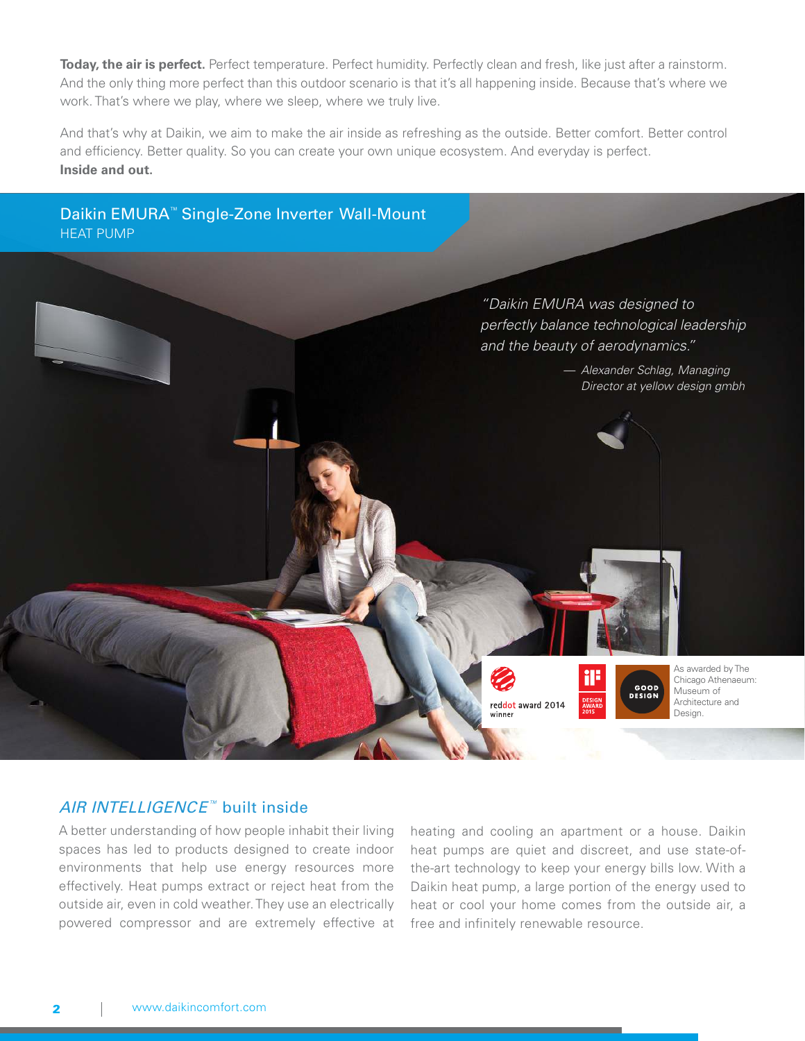**Today, the air is perfect.** Perfect temperature. Perfect humidity. Perfectly clean and fresh, like just after a rainstorm. And the only thing more perfect than this outdoor scenario is that it's all happening inside. Because that's where we work. That's where we play, where we sleep, where we truly live.

And that's why at Daikin, we aim to make the air inside as refreshing as the outside. Better comfort. Better control and efficiency. Better quality. So you can create your own unique ecosystem. And everyday is perfect. **Inside and out.**

## Daikin EMURA™ Single-Zone Inverter Wall-Mount HEAT PUMP

*"Daikin EMURA was designed to perfectly balance technological leadership and the beauty of aerodynamics."*

*— Alexander Schlag, Managing Director at yellow design gmbh*

reddot award 2014 winner

iF DESIGN AWARD 2015

GOOD DESIGN — As awarded by The Chicago Athenaeum: Museum of Architecture and Design.

## *AIR INTELLIGENCE*™ built inside

A better understanding of how people inhabit their living spaces has led to products designed to create indoor environments that help use energy resources more effectively. Heat pumps extract or reject heat from the outside air, even in cold weather. They use an electrically powered compressor and are extremely effective at heating and cooling an apartment or a house. Daikin heat pumps are quiet and discreet, and use state-of-the-art technology to keep your energy bills low. With a Daikin heat pump, a large portion of the energy used to heat or cool your home comes from the outside air, a free and infinitely renewable resource.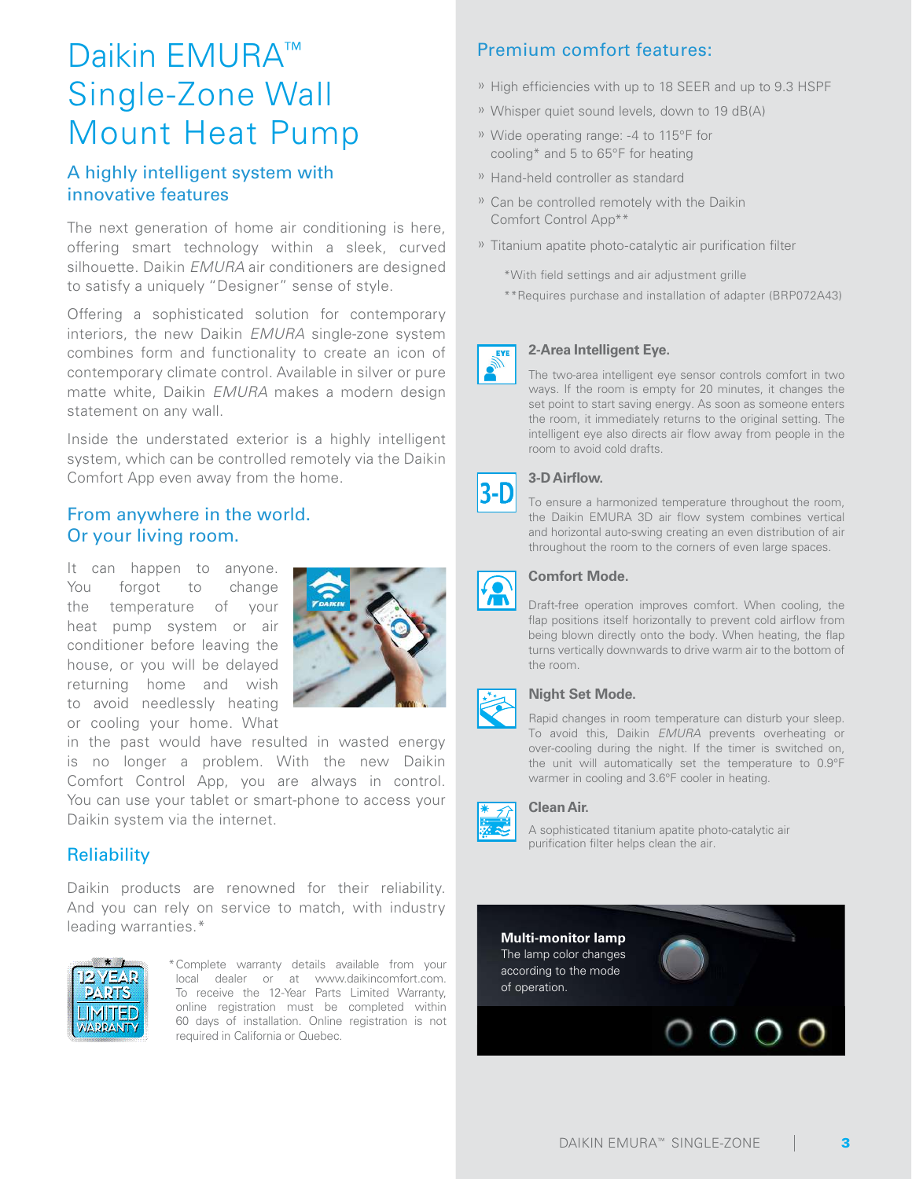# Daikin EMURA™ Single-Zone Wall Mount Heat Pump

## A highly intelligent system with innovative features

The next generation of home air conditioning is here, offering smart technology within a sleek, curved silhouette. Daikin *EMURA* air conditioners are designed to satisfy a uniquely "Designer" sense of style.

Offering a sophisticated solution for contemporary interiors, the new Daikin *EMURA* single-zone system combines form and functionality to create an icon of contemporary climate control. Available in silver or pure matte white, Daikin *EMURA* makes a modern design statement on any wall.

Inside the understated exterior is a highly intelligent system, which can be controlled remotely via the Daikin Comfort App even away from the home.

## From anywhere in the world. Or your living room.

It can happen to anyone. You forgot to change the temperature of your heat pump system or air conditioner before leaving the house, or you will be delayed returning home and wish to avoid needlessly heating or cooling your home. What in the past would have resulted in wasted energy is no longer a problem. With the new Daikin Comfort Control App, you are always in control. You can use your tablet or smart-phone to access your Daikin system via the internet.

## Reliability

Daikin products are renowned for their reliability. And you can rely on service to match, with industry leading warranties.*

12 YEAR PARTS LIMITED WARRANTY

*Complete warranty details available from your local dealer or at www.daikincomfort.com. To receive the 12-Year Parts Limited Warranty, online registration must be completed within 60 days of installation. Online registration is not required in California or Quebec.

## Premium comfort features:

- High efficiencies with up to 18 SEER and up to 9.3 HSPF
- Whisper quiet sound levels, down to 19 dB(A)
- Wide operating range: -4 to 115°F for cooling* and 5 to 65°F for heating
- Hand-held controller as standard
- Can be controlled remotely with the Daikin Comfort Control App**
- Titanium apatite photo-catalytic air purification filter

*With field settings and air adjustment grille

**Requires purchase and installation of adapter (BRP072A43)

### 2-Area Intelligent Eye.

The two-area intelligent eye sensor controls comfort in two ways. If the room is empty for 20 minutes, it changes the set point to start saving energy. As soon as someone enters the room, it immediately returns to the original setting. The intelligent eye also directs air flow away from people in the room to avoid cold drafts.

### 3-D Airflow.

To ensure a harmonized temperature throughout the room, the Daikin EMURA 3D air flow system combines vertical and horizontal auto-swing creating an even distribution of air throughout the room to the corners of even large spaces.

### Comfort Mode.

Draft-free operation improves comfort. When cooling, the flap positions itself horizontally to prevent cold airflow from being blown directly onto the body. When heating, the flap turns vertically downwards to drive warm air to the bottom of the room.

### Night Set Mode.

Rapid changes in room temperature can disturb your sleep. To avoid this, Daikin *EMURA* prevents overheating or over-cooling during the night. If the timer is switched on, the unit will automatically set the temperature to 0.9°F warmer in cooling and 3.6°F cooler in heating.

### Clean Air.

A sophisticated titanium apatite photo-catalytic air purification filter helps clean the air.

**Multi-monitor lamp**
The lamp color changes according to the mode of operation.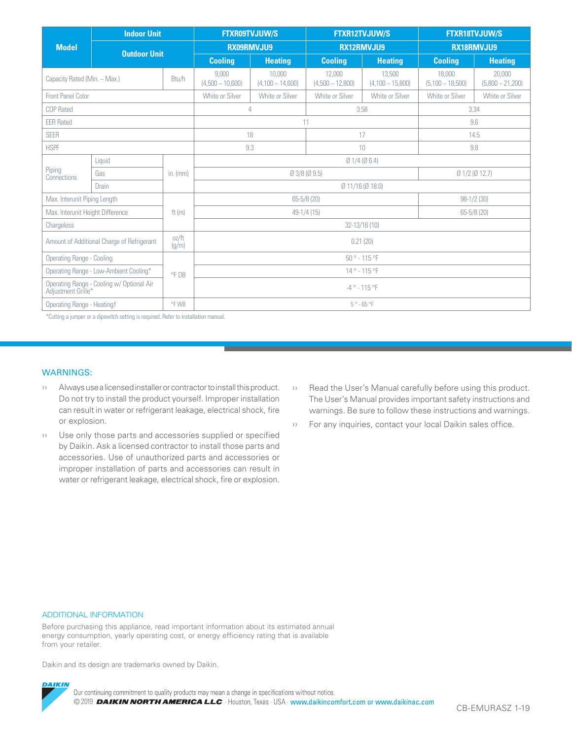| Model | Indoor Unit | | FTXR09TVJUW/S | | FTXR12TVJUW/S | | FTXR18TVJUW/S | |
|---|---|---|---|---|---|---|---|---|
| | Outdoor Unit | | RX09RMVJU9 | | RX12RMVJU9 | | RX18RMVJU9 | |
| | | | Cooling | Heating | Cooling | Heating | Cooling | Heating |
| Capacity Rated (Min. ~ Max.) | | Btu/h | 9,000 (4,500 ~ 10,600) | 10,000 (4,100 ~ 14,600) | 12,000 (4,500 ~ 12,800) | 13,500 (4,100 ~ 15,800) | 18,000 (5,100 ~ 18,500) | 20,000 (5,800 ~ 21,200) |
| Front Panel Color | | | White or Silver | White or Silver | White or Silver | White or Silver | White or Silver | White or Silver |
| COP Rated | | | 4 | | 3.58 | | 3.34 | |
| EER Rated | | | 11 | | | | 9.6 | |
| SEER | | | 18 | | 17 | | 14.5 | |
| HSPF | | | 9.3 | | 10 | | 9.8 | |
| Piping Connections | Liquid | in. (mm) | Ø 1/4 (Ø 6.4) | | | | | |
| | Gas | | Ø 3/8 (Ø 9.5) | | | | Ø 1/2 (Ø 12.7) | |
| | Drain | | Ø 11/16 (Ø 18.0) | | | | | |
| Max. Interunit Piping Length | | ft (m) | 65-5/8 (20) | | | | 98-1/2 (30) | |
| Max. Interunit Height Difference | | | 49-1/4 (15) | | | | 65-5/8 (20) | |
| Chargeless | | | 32-13/16 (10) | | | | | |
| Amount of Additional Charge of Refrigerant | | oz/ft (g/m) | 0.21 (20) | | | | | |
| Operating Range - Cooling | | °F DB | 50 ° - 115 °F | | | | | |
| Operating Range - Low-Ambient Cooling* | | | 14 ° - 115 °F | | | | | |
| Operating Range - Cooling w/ Optional Air Adjustment Grille* | | | -4 ° - 115 °F | | | | | |
| Operating Range - Heating† | | °F WB | 5 ° - 65 °F | | | | | |

*Cutting a jumper or a dipswitch setting is required. Refer to installation manual.

## WARNINGS:

- Always use a licensed installer or contractor to install this product. Do not try to install the product yourself. Improper installation can result in water or refrigerant leakage, electrical shock, fire or explosion.
- Use only those parts and accessories supplied or specified by Daikin. Ask a licensed contractor to install those parts and accessories. Use of unauthorized parts and accessories or improper installation of parts and accessories can result in water or refrigerant leakage, electrical shock, fire or explosion.
- Read the User's Manual carefully before using this product. The User's Manual provides important safety instructions and warnings. Be sure to follow these instructions and warnings.
- For any inquiries, contact your local Daikin sales office.

## ADDITIONAL INFORMATION

Before purchasing this appliance, read important information about its estimated annual energy consumption, yearly operating cost, or energy efficiency rating that is available from your retailer.

Daikin and its design are trademarks owned by Daikin.

DAIKIN

Our continuing commitment to quality products may mean a change in specifications without notice.
© 2019 **DAIKIN NORTH AMERICA LLC** · Houston, Texas · USA · www.daikincomfort.com or www.daikinac.com

CB-EMURASZ 1-19